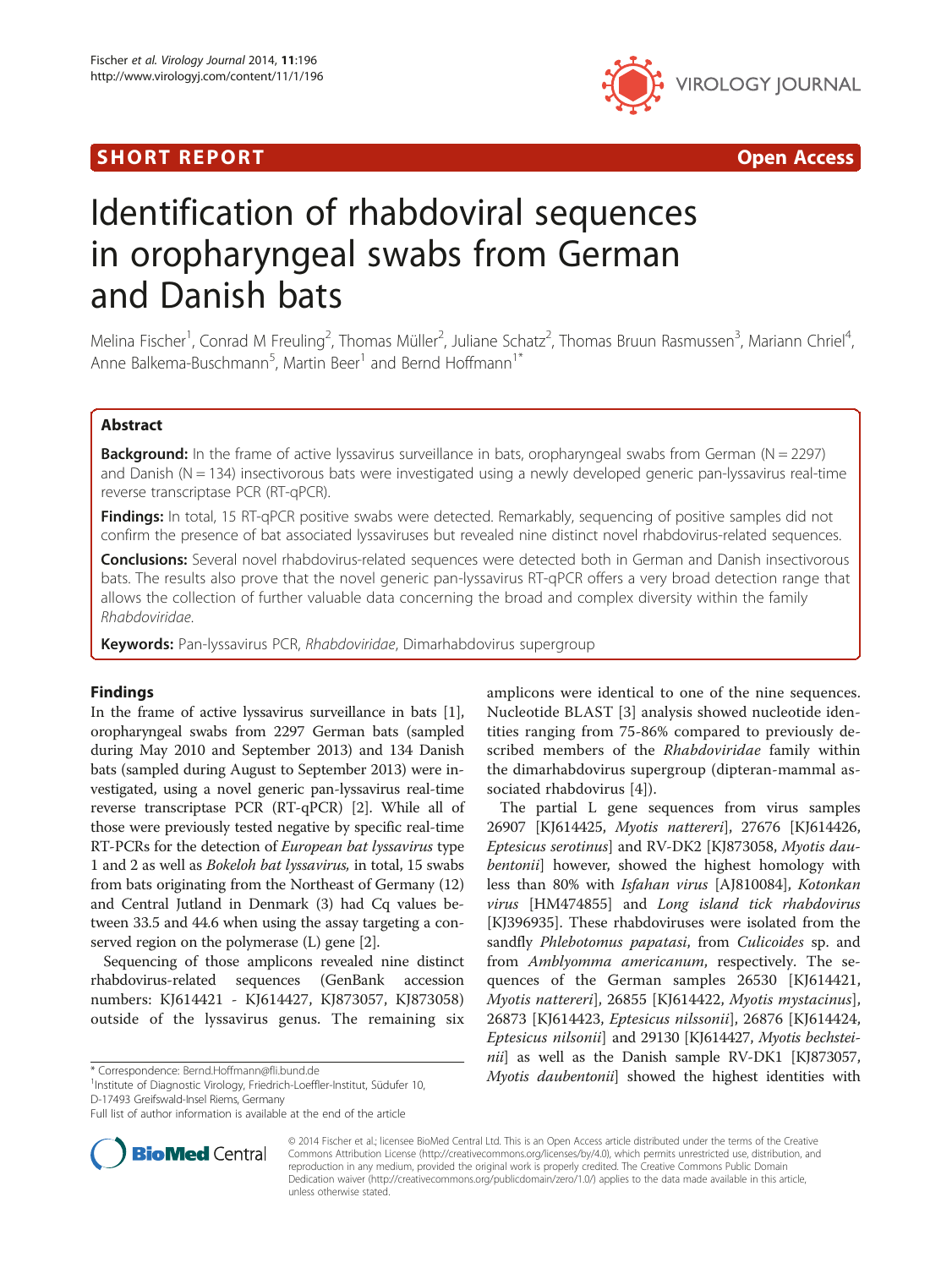**SHORT REPORT** **Open Access**

# Identification of rhabdoviral sequences in oropharyngeal swabs from German and Danish bats

Melina Fischer[1], Conrad M Freuling[2], Thomas Müller[2], Juliane Schatz[2], Thomas Bruun Rasmussen[3], Mariann Chriel[4], Anne Balkema-Buschmann[5], Martin Beer[1] and Bernd Hoffmann[1*]

## Abstract

**Background:** In the frame of active lyssavirus surveillance in bats, oropharyngeal swabs from German (N = 2297) and Danish (N = 134) insectivorous bats were investigated using a newly developed generic pan-lyssavirus real-time reverse transcriptase PCR (RT-qPCR).

**Findings:** In total, 15 RT-qPCR positive swabs were detected. Remarkably, sequencing of positive samples did not confirm the presence of bat associated lyssaviruses but revealed nine distinct novel rhabdovirus-related sequences.

**Conclusions:** Several novel rhabdovirus-related sequences were detected both in German and Danish insectivorous bats. The results also prove that the novel generic pan-lyssavirus RT-qPCR offers a very broad detection range that allows the collection of further valuable data concerning the broad and complex diversity within the family *Rhabdoviridae*.

**Keywords:** Pan-lyssavirus PCR, *Rhabdoviridae*, Dimarhabdovirus supergroup

## Findings

In the frame of active lyssavirus surveillance in bats [1], oropharyngeal swabs from 2297 German bats (sampled during May 2010 and September 2013) and 134 Danish bats (sampled during August to September 2013) were investigated, using a novel generic pan-lyssavirus real-time reverse transcriptase PCR (RT-qPCR) [2]. While all of those were previously tested negative by specific real-time RT-PCRs for the detection of *European bat lyssavirus* type 1 and 2 as well as *Bokeloh bat lyssavirus,* in total, 15 swabs from bats originating from the Northeast of Germany (12) and Central Jutland in Denmark (3) had Cq values between 33.5 and 44.6 when using the assay targeting a conserved region on the polymerase (L) gene [2].

Sequencing of those amplicons revealed nine distinct rhabdovirus-related sequences (GenBank accession numbers: KJ614421 - KJ614427, KJ873057, KJ873058) outside of the lyssavirus genus. The remaining six amplicons were identical to one of the nine sequences. Nucleotide BLAST [3] analysis showed nucleotide identities ranging from 75-86% compared to previously described members of the *Rhabdoviridae* family within the dimarhabdovirus supergroup (dipteran-mammal associated rhabdovirus [4]).

The partial L gene sequences from virus samples 26907 [KJ614425, *Myotis nattereri*], 27676 [KJ614426, *Eptesicus serotinus*] and RV-DK2 [KJ873058, *Myotis daubentonii*] however, showed the highest homology with less than 80% with *Isfahan virus* [AJ810084], *Kotonkan virus* [HM474855] and *Long island tick rhabdovirus* [KJ396935]. These rhabdoviruses were isolated from the sandfly *Phlebotomus papatasi*, from *Culicoides* sp. and from *Amblyomma americanum*, respectively. The sequences of the German samples 26530 [KJ614421, *Myotis nattereri*], 26855 [KJ614422, *Myotis mystacinus*], 26873 [KJ614423, *Eptesicus nilssonii*], 26876 [KJ614424, *Eptesicus nilsonii*] and 29130 [KJ614427, *Myotis bechsteinii*] as well as the Danish sample RV-DK1 [KJ873057, *Myotis daubentonii*] showed the highest identities with

\* Correspondence: Bernd.Hoffmann@fli.bund.de
[1]Institute of Diagnostic Virology, Friedrich-Loeffler-Institut, Südufer 10, D-17493 Greifswald-Insel Riems, Germany
Full list of author information is available at the end of the article

© 2014 Fischer et al.; licensee BioMed Central Ltd. This is an Open Access article distributed under the terms of the Creative Commons Attribution License (http://creativecommons.org/licenses/by/4.0), which permits unrestricted use, distribution, and reproduction in any medium, provided the original work is properly credited. The Creative Commons Public Domain Dedication waiver (http://creativecommons.org/publicdomain/zero/1.0/) applies to the data made available in this article, unless otherwise stated.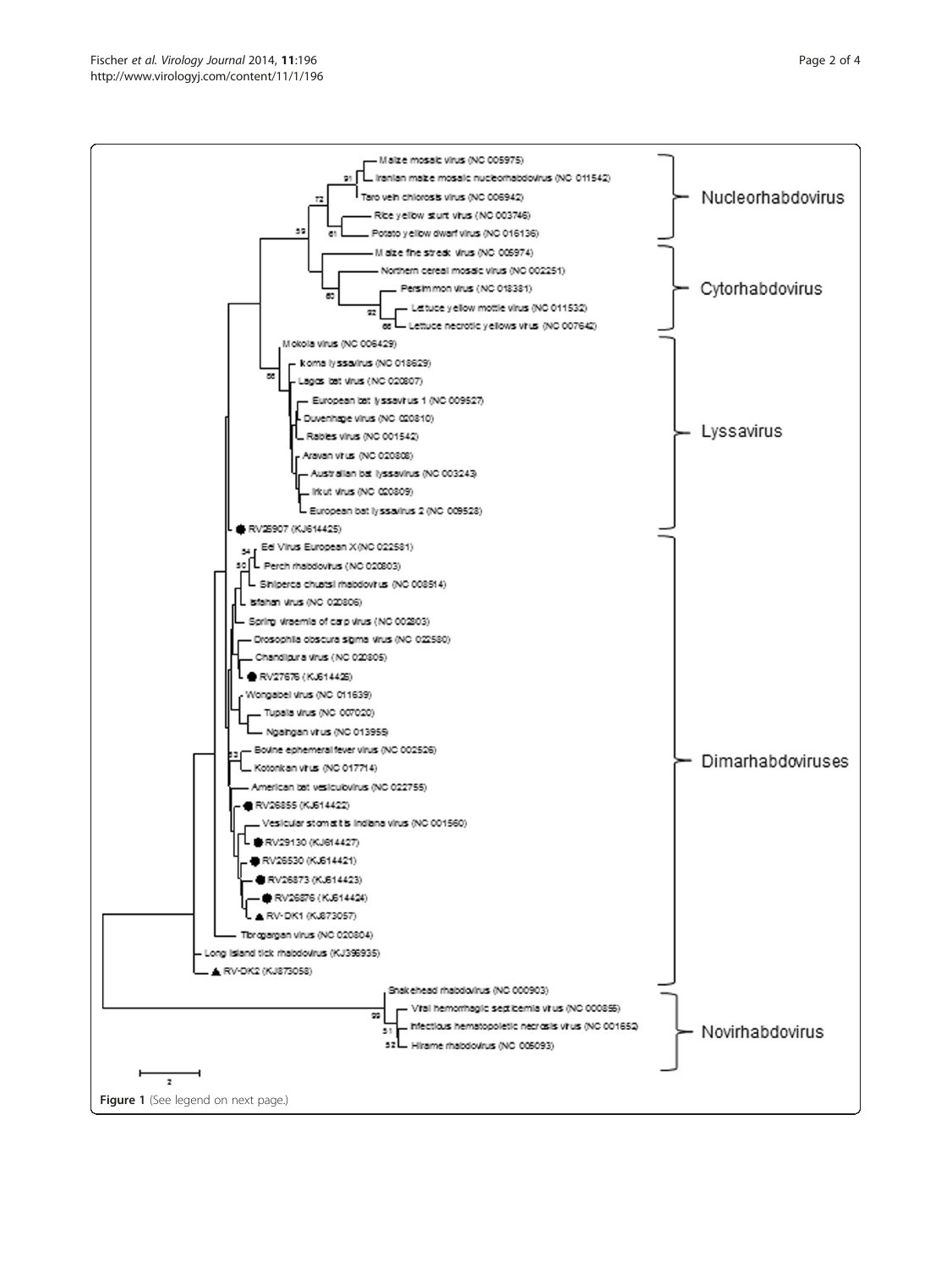Figure 1 (See legend on next page.)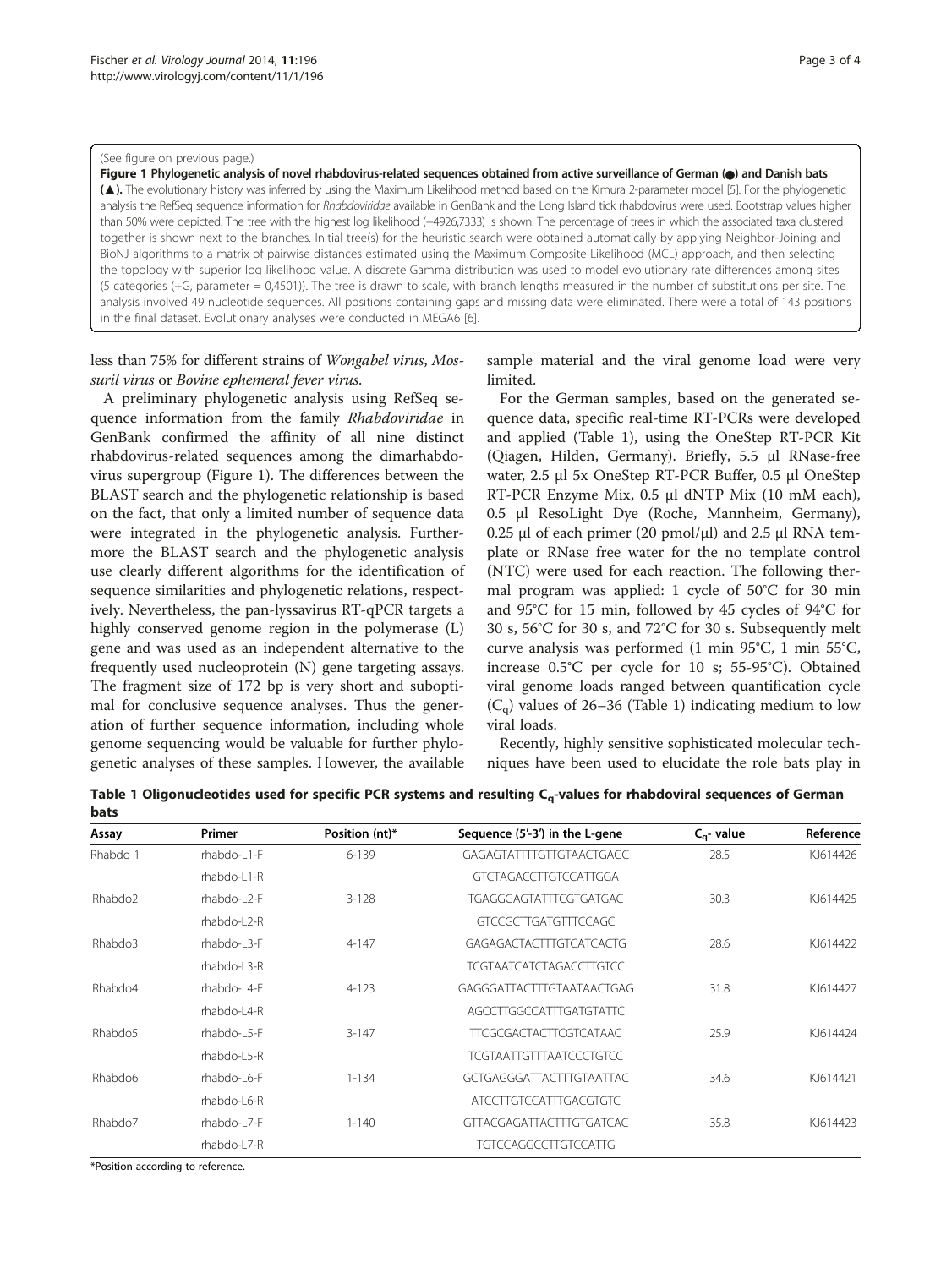(See figure on previous page.)

**Figure 1 Phylogenetic analysis of novel rhabdovirus-related sequences obtained from active surveillance of German (●) and Danish bats (▲).** The evolutionary history was inferred by using the Maximum Likelihood method based on the Kimura 2-parameter model [5]. For the phylogenetic analysis the RefSeq sequence information for *Rhabdoviridae* available in GenBank and the Long Island tick rhabdovirus were used. Bootstrap values higher than 50% were depicted. The tree with the highest log likelihood (−4926,7333) is shown. The percentage of trees in which the associated taxa clustered together is shown next to the branches. Initial tree(s) for the heuristic search were obtained automatically by applying Neighbor-Joining and BioNJ algorithms to a matrix of pairwise distances estimated using the Maximum Composite Likelihood (MCL) approach, and then selecting the topology with superior log likelihood value. A discrete Gamma distribution was used to model evolutionary rate differences among sites (5 categories (+G, parameter = 0,4501)). The tree is drawn to scale, with branch lengths measured in the number of substitutions per site. The analysis involved 49 nucleotide sequences. All positions containing gaps and missing data were eliminated. There were a total of 143 positions in the final dataset. Evolutionary analyses were conducted in MEGA6 [6].

less than 75% for different strains of *Wongabel virus*, *Mossuril virus* or *Bovine ephemeral fever virus*.

A preliminary phylogenetic analysis using RefSeq sequence information from the family *Rhabdoviridae* in GenBank confirmed the affinity of all nine distinct rhabdovirus-related sequences among the dimarhabdovirus supergroup (Figure 1). The differences between the BLAST search and the phylogenetic relationship is based on the fact, that only a limited number of sequence data were integrated in the phylogenetic analysis. Furthermore the BLAST search and the phylogenetic analysis use clearly different algorithms for the identification of sequence similarities and phylogenetic relations, respectively. Nevertheless, the pan-lyssavirus RT-qPCR targets a highly conserved genome region in the polymerase (L) gene and was used as an independent alternative to the frequently used nucleoprotein (N) gene targeting assays. The fragment size of 172 bp is very short and suboptimal for conclusive sequence analyses. Thus the generation of further sequence information, including whole genome sequencing would be valuable for further phylogenetic analyses of these samples. However, the available sample material and the viral genome load were very limited.

For the German samples, based on the generated sequence data, specific real-time RT-PCRs were developed and applied (Table 1), using the OneStep RT-PCR Kit (Qiagen, Hilden, Germany). Briefly, 5.5 μl RNase-free water, 2.5 μl 5x OneStep RT-PCR Buffer, 0.5 μl OneStep RT-PCR Enzyme Mix, 0.5 μl dNTP Mix (10 mM each), 0.5 μl ResoLight Dye (Roche, Mannheim, Germany), 0.25 μl of each primer (20 pmol/μl) and 2.5 μl RNA template or RNase free water for the no template control (NTC) were used for each reaction. The following thermal program was applied: 1 cycle of 50°C for 30 min and 95°C for 15 min, followed by 45 cycles of 94°C for 30 s, 56°C for 30 s, and 72°C for 30 s. Subsequently melt curve analysis was performed (1 min 95°C, 1 min 55°C, increase 0.5°C per cycle for 10 s; 55-95°C). Obtained viral genome loads ranged between quantification cycle ($C_q$) values of 26–36 (Table 1) indicating medium to low viral loads.

Recently, highly sensitive sophisticated molecular techniques have been used to elucidate the role bats play in

**Table 1 Oligonucleotides used for specific PCR systems and resulting $C_q$-values for rhabdoviral sequences of German bats**

| Assay | Primer | Position (nt)* | Sequence (5′-3′) in the L-gene | $C_q$- value | Reference |
|---|---|---|---|---|---|
| Rhabdo 1 | rhabdo-L1-F | 6-139 | GAGAGTATTTTGTTGTAACTGAGC | 28.5 | KJ614426 |
| | rhabdo-L1-R | | GTCTAGACCTTGTCCATTGGA | | |
| Rhabdo2 | rhabdo-L2-F | 3-128 | TGAGGGAGTATTTCGTGATGAC | 30.3 | KJ614425 |
| | rhabdo-L2-R | | GTCCGCTTGATGTTTCCAGC | | |
| Rhabdo3 | rhabdo-L3-F | 4-147 | GAGAGACTACTTTGTCATCACTG | 28.6 | KJ614422 |
| | rhabdo-L3-R | | TCGTAATCATCTAGACCTTGTCC | | |
| Rhabdo4 | rhabdo-L4-F | 4-123 | GAGGGATTACTTTGTAATAACTGAG | 31.8 | KJ614427 |
| | rhabdo-L4-R | | AGCCTTGGCCATTTGATGTATTC | | |
| Rhabdo5 | rhabdo-L5-F | 3-147 | TTCGCGACTACTTCGTCATAAC | 25.9 | KJ614424 |
| | rhabdo-L5-R | | TCGTAATTGTTTAATCCCTGTCC | | |
| Rhabdo6 | rhabdo-L6-F | 1-134 | GCTGAGGGATTACTTTGTAATTAC | 34.6 | KJ614421 |
| | rhabdo-L6-R | | ATCCTTGTCCATTTGACGTGTC | | |
| Rhabdo7 | rhabdo-L7-F | 1-140 | GTTACGAGATTACTTTGTGATCAC | 35.8 | KJ614423 |
| | rhabdo-L7-R | | TGTCCAGGCCTTGTCCATTG | | |

*Position according to reference.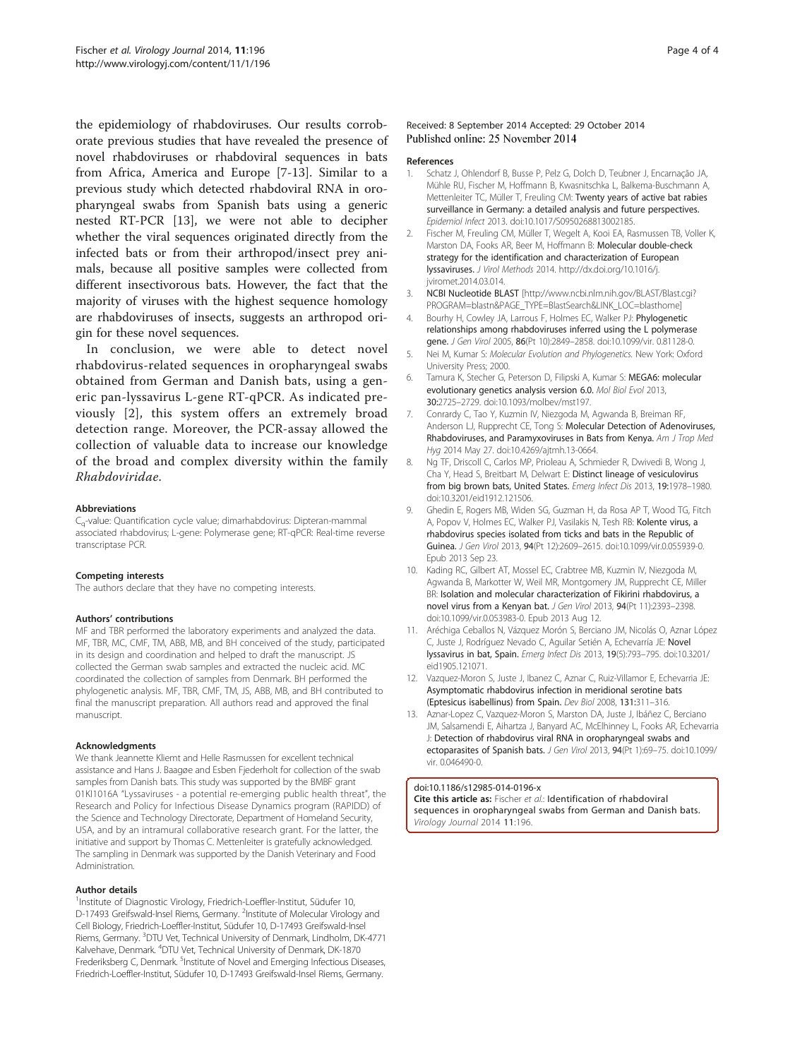the epidemiology of rhabdoviruses. Our results corroborate previous studies that have revealed the presence of novel rhabdoviruses or rhabdoviral sequences in bats from Africa, America and Europe [7-13]. Similar to a previous study which detected rhabdoviral RNA in oropharyngeal swabs from Spanish bats using a generic nested RT-PCR [13], we were not able to decipher whether the viral sequences originated directly from the infected bats or from their arthropod/insect prey animals, because all positive samples were collected from different insectivorous bats. However, the fact that the majority of viruses with the highest sequence homology are rhabdoviruses of insects, suggests an arthropod origin for these novel sequences.

In conclusion, we were able to detect novel rhabdovirus-related sequences in oropharyngeal swabs obtained from German and Danish bats, using a generic pan-lyssavirus L-gene RT-qPCR. As indicated previously [2], this system offers an extremely broad detection range. Moreover, the PCR-assay allowed the collection of valuable data to increase our knowledge of the broad and complex diversity within the family *Rhabdoviridae*.

#### Abbreviations

$C_q$-value: Quantification cycle value; dimarhabdovirus: Dipteran-mammal associated rhabdovirus; L-gene: Polymerase gene; RT-qPCR: Real-time reverse transcriptase PCR.

#### Competing interests

The authors declare that they have no competing interests.

#### Authors' contributions

MF and TBR performed the laboratory experiments and analyzed the data. MF, TBR, MC, CMF, TM, ABB, MB, and BH conceived of the study, participated in its design and coordination and helped to draft the manuscript. JS collected the German swab samples and extracted the nucleic acid. MC coordinated the collection of samples from Denmark. BH performed the phylogenetic analysis. MF, TBR, CMF, TM, JS, ABB, MB, and BH contributed to final the manuscript preparation. All authors read and approved the final manuscript.

#### Acknowledgments

We thank Jeannette Kliemt and Helle Rasmussen for excellent technical assistance and Hans J. Baagøe and Esben Fjederholt for collection of the swab samples from Danish bats. This study was supported by the BMBF grant 01KI1016A "Lyssaviruses - a potential re-emerging public health threat", the Research and Policy for Infectious Disease Dynamics program (RAPIDD) of the Science and Technology Directorate, Department of Homeland Security, USA, and by an intramural collaborative research grant. For the latter, the initiative and support by Thomas C. Mettenleiter is gratefully acknowledged. The sampling in Denmark was supported by the Danish Veterinary and Food Administration.

#### Author details

[1]Institute of Diagnostic Virology, Friedrich-Loeffler-Institut, Südufer 10, D-17493 Greifswald-Insel Riems, Germany. [2]Institute of Molecular Virology and Cell Biology, Friedrich-Loeffler-Institut, Südufer 10, D-17493 Greifswald-Insel Riems, Germany. [3]DTU Vet, Technical University of Denmark, Lindholm, DK-4771 Kalvehave, Denmark. [4]DTU Vet, Technical University of Denmark, DK-1870 Frederiksberg C, Denmark. [5]Institute of Novel and Emerging Infectious Diseases, Friedrich-Loeffler-Institut, Südufer 10, D-17493 Greifswald-Insel Riems, Germany.

Received: 8 September 2014 Accepted: 29 October 2014
Published online: 25 November 2014

#### References

1. Schatz J, Ohlendorf B, Busse P, Pelz G, Dolch D, Teubner J, Encarnação JA, Mühle RU, Fischer M, Hoffmann B, Kwasnitschka L, Balkema-Buschmann A, Mettenleiter TC, Müller T, Freuling CM: **Twenty years of active bat rabies surveillance in Germany: a detailed analysis and future perspectives.** *Epidemiol Infect* 2013. doi:10.1017/S0950268813002185.
2. Fischer M, Freuling CM, Müller T, Wegelt A, Kooi EA, Rasmussen TB, Voller K, Marston DA, Fooks AR, Beer M, Hoffmann B: **Molecular double-check strategy for the identification and characterization of European lyssaviruses.** *J Virol Methods* 2014. http://dx.doi.org/10.1016/j.jviromet.2014.03.014.
3. **NCBI Nucleotide BLAST** [http://www.ncbi.nlm.nih.gov/BLAST/Blast.cgi?PROGRAM=blastn&PAGE_TYPE=BlastSearch&LINK_LOC=blasthome]
4. Bourhy H, Cowley JA, Larrous F, Holmes EC, Walker PJ: **Phylogenetic relationships among rhabdoviruses inferred using the L polymerase gene.** *J Gen Virol* 2005, **86**(Pt 10):2849–2858. doi:10.1099/vir. 0.81128-0.
5. Nei M, Kumar S: *Molecular Evolution and Phylogenetics.* New York: Oxford University Press; 2000.
6. Tamura K, Stecher G, Peterson D, Filipski A, Kumar S: **MEGA6: molecular evolutionary genetics analysis version 6.0.** *Mol Biol Evol* 2013, **30:**2725–2729. doi:10.1093/molbev/mst197.
7. Conrardy C, Tao Y, Kuzmin IV, Niezgoda M, Agwanda B, Breiman RF, Anderson LJ, Rupprecht CE, Tong S: **Molecular Detection of Adenoviruses, Rhabdoviruses, and Paramyxoviruses in Bats from Kenya.** *Am J Trop Med Hyg* 2014 May 27. doi:10.4269/ajtmh.13-0664.
8. Ng TF, Driscoll C, Carlos MP, Prioleau A, Schmieder R, Dwivedi B, Wong J, Cha Y, Head S, Breitbart M, Delwart E: **Distinct lineage of vesiculovirus from big brown bats, United States.** *Emerg Infect Dis* 2013, **19:**1978–1980. doi:10.3201/eid1912.121506.
9. Ghedin E, Rogers MB, Widen SG, Guzman H, da Rosa AP T, Wood TG, Fitch A, Popov V, Holmes EC, Walker PJ, Vasilakis N, Tesh RB: **Kolente virus, a rhabdovirus species isolated from ticks and bats in the Republic of Guinea.** *J Gen Virol* 2013, **94**(Pt 12):2609–2615. doi:10.1099/vir.0.055939-0. Epub 2013 Sep 23.
10. Kading RC, Gilbert AT, Mossel EC, Crabtree MB, Kuzmin IV, Niezgoda M, Agwanda B, Markotter W, Weil MR, Montgomery JM, Rupprecht CE, Miller BR: **Isolation and molecular characterization of Fikirini rhabdovirus, a novel virus from a Kenyan bat.** *J Gen Virol* 2013, **94**(Pt 11):2393–2398. doi:10.1099/vir.0.053983-0. Epub 2013 Aug 12.
11. Aréchiga Ceballos N, Vázquez Morón S, Berciano JM, Nicolás O, Aznar López C, Juste J, Rodríguez Nevado C, Aguilar Setién A, Echevarría JE: **Novel lyssavirus in bat, Spain.** *Emerg Infect Dis* 2013, **19**(5):793–795. doi:10.3201/eid1905.121071.
12. Vazquez-Moron S, Juste J, Ibanez C, Aznar C, Ruiz-Villamor E, Echevarria JE: **Asymptomatic rhabdovirus infection in meridional serotine bats (Eptesicus isabellinus) from Spain.** *Dev Biol* 2008, **131:**311–316.
13. Aznar-Lopez C, Vazquez-Moron S, Marston DA, Juste J, Ibáñez C, Berciano JM, Salsamendi E, Aihartza J, Banyard AC, McElhinney L, Fooks AR, Echevarria J: **Detection of rhabdovirus viral RNA in oropharyngeal swabs and ectoparasites of Spanish bats.** *J Gen Virol* 2013, **94**(Pt 1):69–75. doi:10.1099/vir. 0.046490-0.

doi:10.1186/s12985-014-0196-x
**Cite this article as:** Fischer *et al.*: Identification of rhabdoviral sequences in oropharyngeal swabs from German and Danish bats. *Virology Journal* 2014 **11**:196.